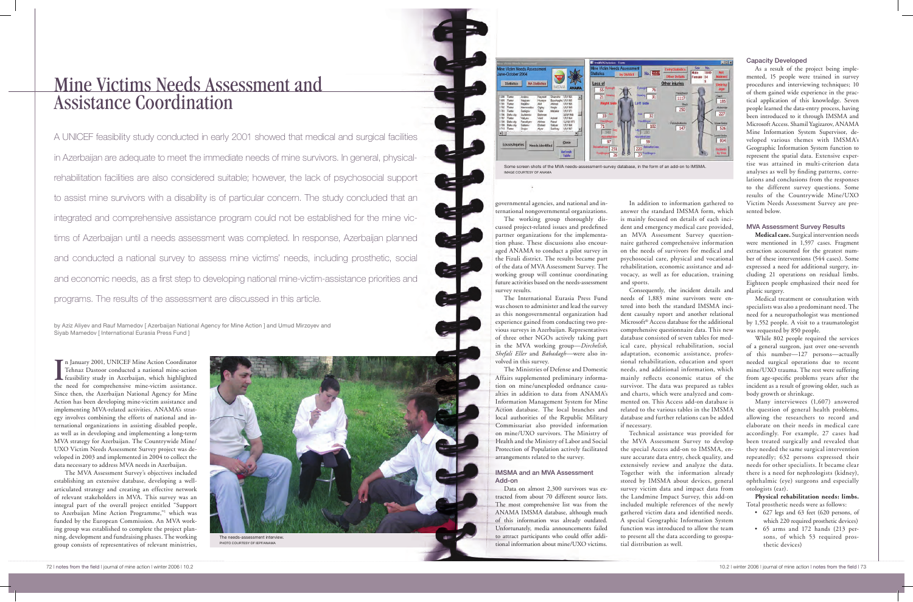# Mine Victims Needs Assessment and Assistance Coordination

A UNICEF feasibility study conducted in early 2001 showed that medical and surgical facilities in Azerbaijan are adequate to meet the immediate needs of mine survivors. In general, physical-rehabilitation facilities are also considered suitable; however, the lack of psychosocial support to assist mine survivors with a disability is of particular concern. The study concluded that an integrated and comprehensive assistance program could not be established for the mine victims of Azerbaijan until a needs assessment was completed. In response, Azerbaijan planned and conducted a national survey to assess mine victims' needs, including prosthetic, social and economic needs, as a first step to developing national mine-victim-assistance priorities and programs. The results of the assessment are discussed in this article.

by Aziz Aliyev and Rauf Mamedov [ Azerbaijan National Agency for Mine Action ] and Umud Mirzoyev and Siyab Mamedov [ International Eurasia Press Fund ]

In January 2001, UNICEF Mine Action Coordinator Tehnaz Dastoor conducted a national mine-action feasibility study in Azerbaijan, which highlighted the need for comprehensive mine-victim assistance. Since then, the Azerbaijan National Agency for Mine Action has been developing mine-victim assistance and implementing MVA-related activities. ANAMA's strategy involves combining the efforts of national and international organizations in assisting disabled people, as well as in developing and implementing a long-term MVA strategy for Azerbaijan. The Countrywide Mine/UXO Victim Needs Assessment Survey project was developed in 2003 and implemented in 2004 to collect the data necessary to address MVA needs in Azerbaijan.

The MVA Assessment Survey's objectives included establishing an extensive database, developing a well-articulated strategy and creating an effective network of relevant stakeholders in MVA. This survey was an integral part of the overall project entitled "Support to Azerbaijan Mine Action Programme,"[1] which was funded by the European Commission. An MVA working group was established to complete the project planning, development and fundraising phases. The working group consists of representatives of relevant ministries, governmental agencies, and national and international nongovernmental organizations.

The needs-assessment interview.
PHOTO COURTESY OF IEPF/ANAMA

The working group thoroughly discussed project-related issues and predefined partner organizations for the implementation phase. These discussions also encouraged ANAMA to conduct a pilot survey in the Fizuli district. The results became part of the data of MVA Assessment Survey. The working group will continue coordinating future activities based on the needs-assessment survey results.

The International Eurasia Press Fund was chosen to administer and lead the survey as this nongovernmental organization had experience gained from conducting two previous surveys in Azerbaijan. Representatives of three other NGOs actively taking part in the MVA working group—*Dirchelish, Shefali Eller* and *Babadagh*—were also involved in this survey.

The Ministries of Defense and Domestic Affairs supplemented preliminary information on mine/unexploded ordnance casualties in addition to data from ANAMA's Information Management System for Mine Action database. The local branches and local authorities of the Republic Military Commissariat also provided information on mine/UXO survivors. The Ministry of Health and the Ministry of Labor and Social Protection of Population actively facilitated arrangements related to the survey.

Some screen shots of the MVA needs-assessment-survey database, in the form of an add-on to IMSMA.
IMAGE COURTESY OF ANAMA

### IMSMA and an MVA Assessment Add-on

Data on almost 2,300 survivors was extracted from about 70 different source lists. The most comprehensive list was from the ANAMA IMSMA database, although much of this information was already outdated. Unfortunately, media announcements failed to attract participants who could offer additional information about mine/UXO victims.

In addition to information gathered to answer the standard IMSMA form, which is mainly focused on details of each incident and emergency medical care provided, an MVA Assessment Survey questionnaire gathered comprehensive information on the needs of survivors for medical and psychosocial care, physical and vocational rehabilitation, economic assistance and advocacy, as well as for education, training and sports.

Consequently, the incident details and needs of 1,883 mine survivors were entered into both the standard IMSMA incident casualty report and another relational Microsoft® Access database for the additional comprehensive questionnaire data. This new database consisted of seven tables for medical care, physical rehabilitation, social adaptation, economic assistance, professional rehabilitation, education and sport needs, and additional information, which mainly reflects economic status of the survivor. The data was prepared as tables and charts, which were analyzed and commented on. This Access add-on database is related to the various tables in the IMSMA database and further relations can be added if necessary.

Technical assistance was provided for the MVA Assessment Survey to develop the special Access add-on to IMSMA, ensure accurate data entry, check quality, and extensively review and analyze the data. Together with the information already stored by IMSMA about devices, general survey victim data and impact data from the Landmine Impact Survey, this add-on included multiple references of the newly gathered victim data and identified needs. A special Geographic Information System function was introduced to allow the team to present all the data according to geospatial distribution as well.

### Capacity Developed

As a result of the project being implemented, 15 people were trained in survey procedures and interviewing techniques; 10 of them gained wide experience in the practical application of this knowledge. Seven people learned the data-entry process, having been introduced to it through IMSMA and Microsoft Access. Shamil Yagizarov, ANAMA Mine Information System Supervisor, developed various themes with IMSMA's Geographic Information System function to represent the spatial data. Extensive expertise was attained in multi-criterion data analyses as well by finding patterns, correlations and conclusions from the responses to the different survey questions. Some results of the Countrywide Mine/UXO Victim Needs Assessment Survey are presented below.

### MVA Assessment Survey Results

**Medical care.** Surgical intervention needs were mentioned in 1,597 cases. Fragment extraction accounted for the greatest number of these interventions (544 cases). Some expressed a need for additional surgery, including 21 operations on residual limbs. Eighteen people emphasized their need for plastic surgery.

Medical treatment or consultation with specialists was also a predominant need. The need for a neuropathologist was mentioned by 1,552 people. A visit to a traumatologist was requested by 850 people.

While 802 people required the services of a general surgeon, just over one-seventh of this number—127 persons—actually needed surgical operations due to recent mine/UXO trauma. The rest were suffering from age-specific problems years after the incident as a result of growing older, such as body growth or shrinkage.

Many interviewees (1,607) answered the question of general health problems, allowing the researchers to record and elaborate on their needs in medical care accordingly. For example, 27 cases had been treated surgically and revealed that they needed the same surgical intervention repeatedly; 632 persons expressed their needs for other specialists. It became clear there is a need for nephrologists (kidney), ophthalmic (eye) surgeons and especially otologists (ear).

**Physical rehabilitation needs: limbs.** Total prosthetic needs were as follows:

- 627 legs and 63 feet (620 persons, of which 220 required prosthetic devices)
- 65 arms and 172 hands (213 persons, of which 53 required prosthetic devices)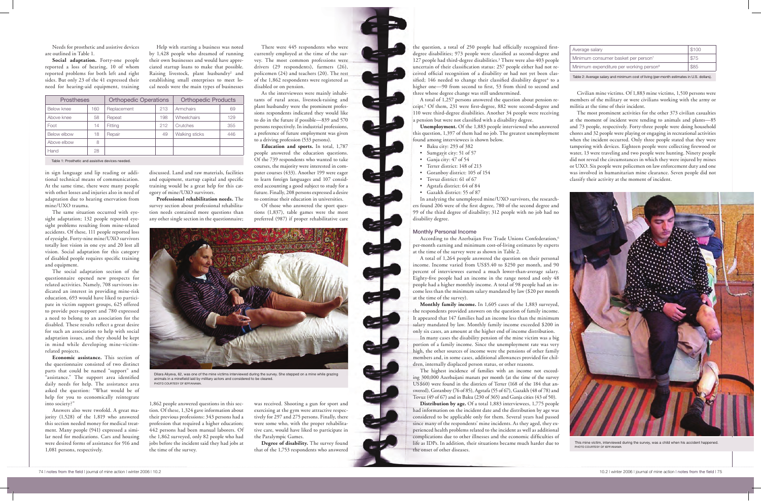Needs for prosthetic and assistive devices are outlined in Table 1.

**Social adaptation.** Forty-one people reported a loss of hearing, 10 of whom reported problems for both left and right sides. But only 23 of the 41 expressed their need for hearing-aid equipment, training in sign language and lip reading or additional technical means of communication. At the same time, there were many people with other losses and injuries also in need of adaptation due to hearing enervation from mine/UXO trauma.

| Prostheses | | Orthopedic Operations | | Orthopedic Products | |
|---|---|---|---|---|---|
| Below knee | 160 | Replacement | 213 | Armchairs | 69 |
| Above knee | 58 | Repeat | 198 | Wheelchairs | 129 |
| Foot | 14 | Fitting | 212 | Crutches | 355 |
| Below elbow | 18 | Repair | 49 | Walking sticks | 446 |
| Above elbow | 8 | | | | |
| Hand | 28 | | | | |

Table 1: Prosthetic and assistive devices needed.

The same situation occurred with eyesight adaptation; 132 people reported eyesight problems resulting from mine-related accidents. Of these, 111 people reported loss of eyesight. Forty-nine mine/UXO survivors totally lost vision in one eye and 20 lost all vision. Social adaptation for this category of disabled people requires specific training and equipment.

The social adaptation section of the questionnaire opened new prospects for related activities. Namely, 708 survivors indicated an interest in providing mine-risk education, 693 would have liked to participate in victim support groups, 625 offered to provide peer-support and 780 expressed a need to belong to an association for the disabled. These results reflect a great desire for such an association to help with social adaptation issues, and they should be kept in mind while developing mine-victim-related projects.

**Economic assistance.** This section of the questionnaire consisted of two distinct parts that could be named "support" and "assistance." The support area identified daily needs for help. The assistance area asked the question: "What would be of help for you to economically reintegrate into society?"

Answers also were twofold. A great majority (1,528) of the 1,819 who answered this section needed money for medical treatment. Many people (941) expressed a similar need for medications. Cars and housing were desired forms of assistance for 916 and 1,081 persons, respectively.

Help with starting a business was noted by 1,428 people who dreamed of running their own businesses and would have appreciated startup loans to make that possible. Raising livestock, plant husbandry[2] and establishing small enterprises to meet local needs were the main types of businesses discussed. Land and raw materials, facilities and equipment, startup capital and specific training would be a great help for this category of mine/UXO survivors.

**Professional rehabilitation needs.** The survey section about professional rehabilitation needs contained more questions than any other single section in the questionnaire; 1,862 people answered questions in this section. Of these, 1,324 gave information about their previous professions: 343 persons had a profession that required a higher education; 442 persons had been manual laborers. Of the 1,862 surveyed, only 82 people who had jobs before the incident said they had jobs at the time of the survey.

Dilara Aliyeva, 62, was one of the mine victims interviewed during the survey. She stepped on a mine while grazing animals in a minefield laid by military actors and considered to be cleared.
PHOTO COURTESY OF IEPF/ANAMA.

There were 445 respondents who were currently employed at the time of the survey. The most common professions were drivers (29 respondents), farmers (26), policemen (24) and teachers (20). The rest of the 1,862 respondents were registered as disabled or on pension.

As the interviewees were mainly inhabitants of rural areas, livestock-raising and plant husbandry were the prominent professions respondents indicated they would like to do in the future if possible—839 and 570 persons respectively. In industrial professions, a preference of future employment was given to a driving profession (533 persons).

**Education and sports.** In total, 1,787 people answered the education questions. Of the 739 respondents who wanted to take courses, the majority were interested in computer courses (433). Another 199 were eager to learn foreign languages and 107 considered accounting a good subject to study for a future. Finally, 208 persons expressed a desire to continue their education in universities.

Of those who answered the sport questions (1,837), table games were the most preferred (987) if proper rehabilitative care was received. Shooting a gun for sport and exercising at the gym were attractive respectively for 297 and 275 persons. Finally, there were some who, with the proper rehabilitative care, would have liked to participate in the Paralympic Games.

**Degree of disability.** The survey found that of the 1,753 respondents who answered the question, a total of 250 people had officially recognized first-degree disabilities; 973 people were classified as second-degree and 127 people had third-degree disabilities.[3] There were also 403 people uncertain of their classification status: 257 people either had not received official recognition of a disability or had not yet been classified; 146 needed to change their classified disability degree[4] to a higher one—90 from second to first, 53 from third to second and three whose degree change was still undetermined.

A total of 1,257 persons answered the question about pension receipt.[5] Of them, 231 were first-degree, 882 were second-degree and 110 were third-degree disabilities. Another 34 people were receiving a pension but were not classified with a disability degree.

**Unemployment.** Of the 1,883 people interviewed who answered this question, 1,397 of them had no job. The greatest unemployment found among interviewees is shown below.

- Baku city: 293 of 382
- Sumgayit city: 51 of 57
- Ganja city: 47 of 54
- Terter district: 148 of 213
- Goranboy district: 105 of 154
- Tovuz district: 61 of 67
- Agstafa district: 64 of 84
- Gazakh district: 55 of 87

In analyzing the unemployed mine/UXO survivors, the researchers found 206 were of the first degree, 780 of the second degree and 99 of the third degree of disability; 312 people with no job had no disability degree.

### Monthly Personal Income

According to the Azerbaijan Free Trade Unions Confederation,[6] per-month earning and minimum cost-of-living estimates by experts at the time of the survey were as shown in Table 2.

A total of 1,264 people answered the question on their personal income. Income varied from US$5.40 to $250 per month, and 90 percent of interviewees earned a much lower-than-average salary. Eighty-five people had an income in the range noted and only 48 people had a higher monthly income. A total of 98 people had an income less than the minimum salary mandated by law ($20 per month at the time of the survey).

**Monthly family income.** In 1,605 cases of the 1,883 surveyed, the respondents provided answers on the question of family income. It appeared that 147 families had an income less than the minimum salary mandated by law. Monthly family income exceeded $200 in only six cases, an amount at the higher end of income distribution.

In many cases the disability pension of the mine victim was a big portion of a family income. Since the unemployment rate was very high, the other sources of income were the pensions of other family members and, in some cases, additional allowances provided for children, internally displaced person status, or other reasons.

The highest incidence of families with an income not exceeding 300,000 Azerbaijani manats per month (at the time of the survey US$60) were found in the districts of Terter (168 of the 184 that answered), Goranboy (76 of 85), Agstafa (55 of 67), Gazakh (48 of 78) and Tovuz (49 of 67) and in Baku (230 of 365) and Ganja cities (43 of 50).

**Distribution by age.** Of a total 1,883 interviewees, 1,775 people had information on the incident date and the distribution by age was considered to be applicable only for them. Several years had passed since many of the respondents' mine incidents. As they aged, they experienced health problems related to the incident as well as additional complications due to other illnesses and the economic difficulties of life as IDPs. In addition, their situations became much harder due to the onset of other diseases.

| | |
|---|---|
| Average salary | $100 |
| Minimum consumer basket per person[7] | $75 |
| Minimum expenditure per working person[8] | $85 |

Table 2: Average salary and minimum cost of living (per-month estimates in U.S. dollars).

Civilian mine victims. Of 1,883 mine victims, 1,510 persons were members of the military or were civilians working with the army or militia at the time of their incident.

The most prominent activities for the other 373 civilian casualties at the moment of incident were tending to animals and plants—85 and 73 people, respectively. Forty-three people were doing household chores and 32 people were playing or engaging in recreational activities when the incident occurred. Only three people stated that they were tampering with devices. Eighteen people were collecting firewood or water, 13 were traveling and two people were hunting. Ninety people did not reveal the circumstances in which they were injured by mines or UXO. Six people were policemen on law enforcement duty and one was involved in humanitarian mine clearance. Seven people did not classify their activity at the moment of incident.

This mine victim, interviewed during the survey, was a child when his accident happened.
PHOTO COURTESY OF IEPF/ANAMA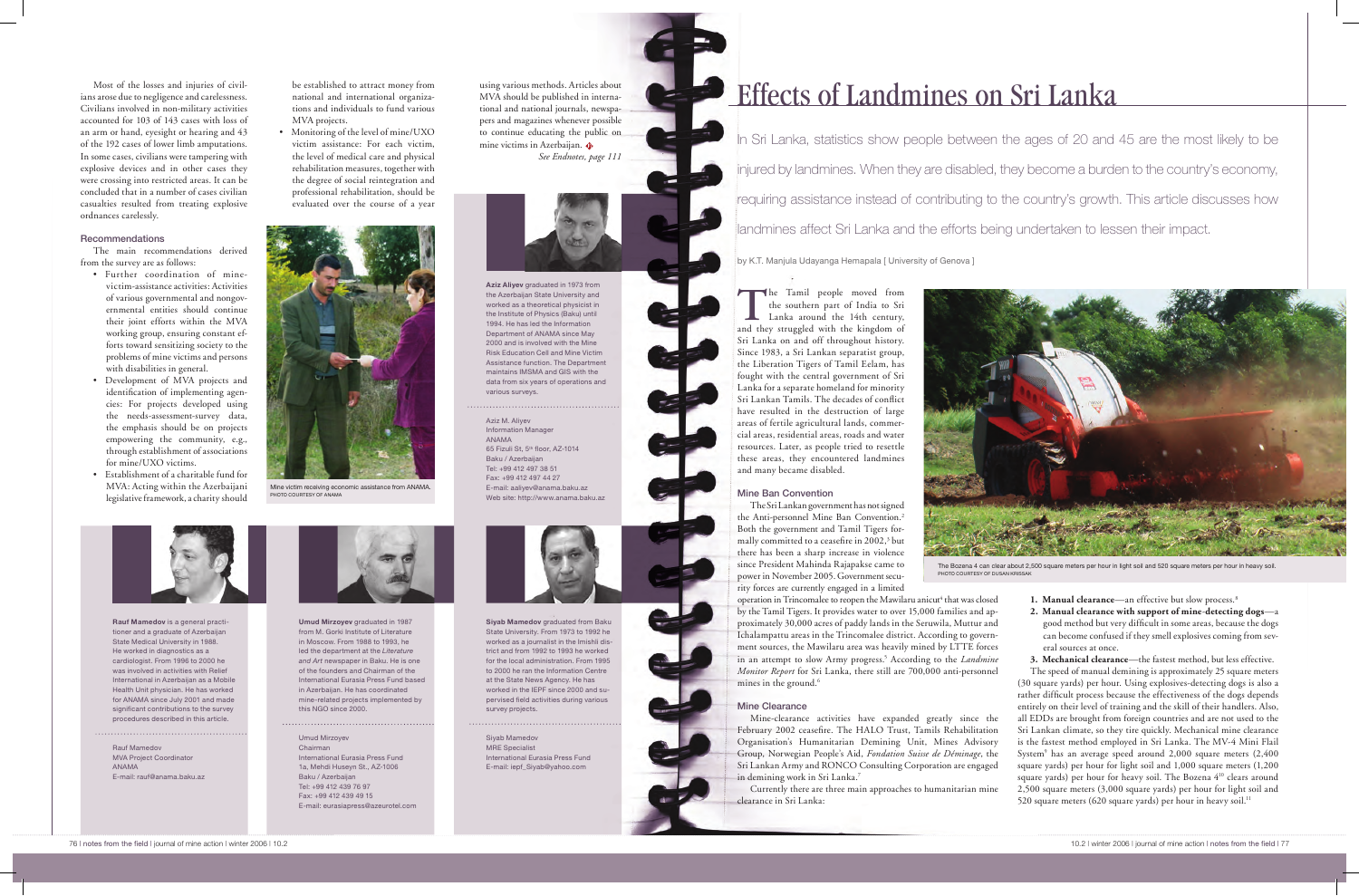Most of the losses and injuries of civilians arose due to negligence and carelessness. Civilians involved in non-military activities accounted for 103 of 143 cases with loss of an arm or hand, eyesight or hearing and 43 of the 192 cases of lower limb amputations. In some cases, civilians were tampering with explosive devices and in other cases they were crossing into restricted areas. It can be concluded that in a number of cases civilian casualties resulted from treating explosive ordnances carelessly.

#### Recommendations

The main recommendations derived from the survey are as follows:

- Further coordination of mine-victim-assistance activities: Activities of various governmental and nongovernmental entities should continue their joint efforts within the MVA working group, ensuring constant efforts toward sensitizing society to the problems of mine victims and persons with disabilities in general.
- Development of MVA projects and identification of implementing agencies: For projects developed using the needs-assessment-survey data, the emphasis should be on projects empowering the community, e.g., through establishment of associations for mine/UXO victims.
- Establishment of a charitable fund for MVA: Acting within the Azerbaijani legislative framework, a charity should be established to attract money from national and international organizations and individuals to fund various MVA projects.
- Monitoring of the level of mine/UXO victim assistance: For each victim, the level of medical care and physical rehabilitation measures, together with the degree of social reintegration and professional rehabilitation, should be evaluated over the course of a year using various methods. Articles about MVA should be published in international and national journals, newspapers and magazines whenever possible to continue educating the public on mine victims in Azerbaijan.

*See Endnotes, page 111*

Mine victim receiving economic assistance from ANAMA.
PHOTO COURTESY OF ANAMA

**Aziz Aliyev** graduated in 1973 from the Azerbaijan State University and worked as a theoretical physicist in the Institute of Physics (Baku) until 1994. He has led the Information Department of ANAMA since May 2000 and is involved with the Mine Risk Education Cell and Mine Victim Assistance function. The Department maintains IMSMA and GIS with the data from six years of operations and various surveys.

Aziz M. Aliyev
Information Manager
ANAMA
65 Fizuli St, 5th floor, AZ-1014
Baku / Azerbaijan
Tel: +99 412 497 38 51
Fax: +99 412 497 44 27
E-mail: aaliyev@anama.baku.az
Web site: http://www.anama.baku.az

**Rauf Mamedov** is a general practitioner and a graduate of Azerbaijan State Medical University in 1988. He worked in diagnostics as a cardiologist. From 1996 to 2000 he was involved in activities with Relief International in Azerbaijan as a Mobile Health Unit physician. He has worked for ANAMA since July 2001 and made significant contributions to the survey procedures described in this article.

Rauf Mamedov
MVA Project Coordinator
ANAMA
E-mail: rauf@anama.baku.az

**Umud Mirzoyev** graduated in 1987 from M. Gorki Institute of Literature in Moscow. From 1988 to 1993, he led the department at the *Literature and Art* newspaper in Baku. He is one of the founders and Chairman of the International Eurasia Press Fund based in Azerbaijan. He has coordinated mine-related projects implemented by this NGO since 2000.

Umud Mirzoyev
Chairman
International Eurasia Press Fund
1a, Mehdi Huseyn St., AZ-1006
Baku / Azerbaijan
Tel: +99 412 439 76 97
Fax: +99 412 439 49 15
E-mail: eurasiapress@azeurotel.com

**Siyab Mamedov** graduated from Baku State University. From 1973 to 1992 he worked as a journalist in the Imishli district and from 1992 to 1993 he worked for the local administration. From 1995 to 2000 he ran the Information Centre at the State News Agency. He has worked in the IEPF since 2000 and supervised field activities during various survey projects.

Siyab Mamedov
MRE Specialist
International Eurasia Press Fund
E-mail: iepf_Siyab@yahoo.com

# Effects of Landmines on Sri Lanka

In Sri Lanka, statistics show people between the ages of 20 and 45 are the most likely to be injured by landmines. When they are disabled, they become a burden to the country's economy, requiring assistance instead of contributing to the country's growth. This article discusses how landmines affect Sri Lanka and the efforts being undertaken to lessen their impact.

by K.T. Manjula Udayanga Hemapala [ University of Genova ]

The Tamil people moved from the southern part of India to Sri Lanka around the 14th century, and they struggled with the kingdom of Sri Lanka on and off throughout history. Since 1983, a Sri Lankan separatist group, the Liberation Tigers of Tamil Eelam, has fought with the central government of Sri Lanka for a separate homeland for minority Sri Lankan Tamils. The decades of conflict have resulted in the destruction of large areas of fertile agricultural lands, commercial areas, residential areas, roads and water resources. Later, as people tried to resettle these areas, they encountered landmines and many became disabled.

#### Mine Ban Convention

The Sri Lankan government has not signed the Anti-personnel Mine Ban Convention.[2] Both the government and Tamil Tigers formally committed to a ceasefire in 2002,[3] but there has been a sharp increase in violence since President Mahinda Rajapakse came to power in November 2005. Government security forces are currently engaged in a limited operation in Trincomalee to reopen the Mawilaru anicut[4] that was closed by the Tamil Tigers. It provides water to over 15,000 families and approximately 30,000 acres of paddy lands in the Seruwila, Muttur and Ichalampattu areas in the Trincomalee district. According to government sources, the Mawilaru area was heavily mined by LTTE forces in an attempt to slow Army progress.[5] According to the *Landmine Monitor Report* for Sri Lanka, there still are 700,000 anti-personnel mines in the ground.[6]

#### Mine Clearance

Mine-clearance activities have expanded greatly since the February 2002 ceasefire. The HALO Trust, Tamils Rehabilitation Organisation's Humanitarian Demining Unit, Mines Advisory Group, Norwegian People's Aid, *Fondation Suisse de Déminage*, the Sri Lankan Army and RONCO Consulting Corporation are engaged in demining work in Sri Lanka.[7]

Currently there are three main approaches to humanitarian mine clearance in Sri Lanka:

The Bozena 4 can clear about 2,500 square meters per hour in light soil and 520 square meters per hour in heavy soil.
PHOTO COURTESY OF DUSAN KRISSAK

1. **Manual clearance**—an effective but slow process.[8]
2. **Manual clearance with support of mine-detecting dogs**—a good method but very difficult in some areas, because the dogs can become confused if they smell explosives coming from several sources at once.
3. **Mechanical clearance**—the fastest method, but less effective.

The speed of manual demining is approximately 25 square meters (30 square yards) per hour. Using explosives-detecting dogs is also a rather difficult process because the effectiveness of the dogs depends entirely on their level of training and the skill of their handlers. Also, all EDDs are brought from foreign countries and are not used to the Sri Lankan climate, so they tire quickly. Mechanical mine clearance is the fastest method employed in Sri Lanka. The MV-4 Mini Flail System[9] has an average speed around 2,000 square meters (2,400 square yards) per hour for light soil and 1,000 square meters (1,200 square yards) per hour for heavy soil. The Bozena 4[10] clears around 2,500 square meters (3,000 square yards) per hour for light soil and 520 square meters (620 square yards) per hour in heavy soil.[11]